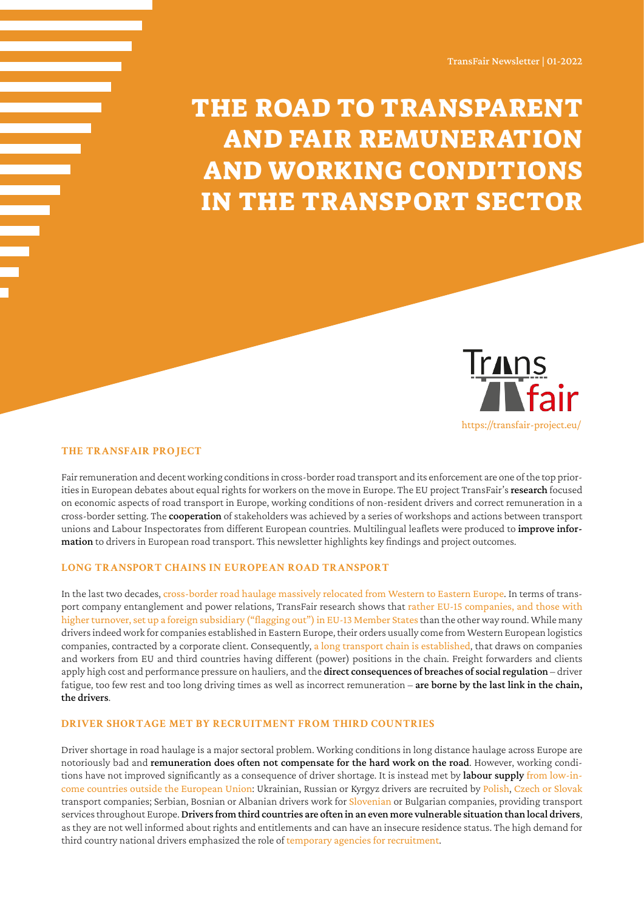TransFair Newsletter | 01-2022

# THE ROAD TO TRANSPARENT AND FAIR REMUNERATION AND WORKING CONDITIONS IN THE TRANSPORT SECTOR

Trans fair
https://transfair-project.eu/

## THE TRANSFAIR PROJECT

Fair remuneration and decent working conditions in cross-border road transport and its enforcement are one of the top priorities in European debates about equal rights for workers on the move in Europe. The EU project TransFair's **research** focused on economic aspects of road transport in Europe, working conditions of non-resident drivers and correct remuneration in a cross-border setting. The **cooperation** of stakeholders was achieved by a series of workshops and actions between transport unions and Labour Inspectorates from different European countries. Multilingual leaflets were produced to **improve information** to drivers in European road transport. This newsletter highlights key findings and project outcomes.

## LONG TRANSPORT CHAINS IN EUROPEAN ROAD TRANSPORT

In the last two decades, cross-border road haulage massively relocated from Western to Eastern Europe. In terms of transport company entanglement and power relations, TransFair research shows that rather EU-15 companies, and those with higher turnover, set up a foreign subsidiary ("flagging out") in EU-13 Member States than the other way round. While many drivers indeed work for companies established in Eastern Europe, their orders usually come from Western European logistics companies, contracted by a corporate client. Consequently, a long transport chain is established, that draws on companies and workers from EU and third countries having different (power) positions in the chain. Freight forwarders and clients apply high cost and performance pressure on hauliers, and the **direct consequences of breaches of social regulation** – driver fatigue, too few rest and too long driving times as well as incorrect remuneration – **are borne by the last link in the chain, the drivers**.

## DRIVER SHORTAGE MET BY RECRUITMENT FROM THIRD COUNTRIES

Driver shortage in road haulage is a major sectoral problem. Working conditions in long distance haulage across Europe are notoriously bad and **remuneration does often not compensate for the hard work on the road**. However, working conditions have not improved significantly as a consequence of driver shortage. It is instead met by **labour supply** from low-income countries outside the European Union: Ukrainian, Russian or Kyrgyz drivers are recruited by Polish, Czech or Slovak transport companies; Serbian, Bosnian or Albanian drivers work for Slovenian or Bulgarian companies, providing transport services throughout Europe. **Drivers from third countries are often in an even more vulnerable situation than local drivers**, as they are not well informed about rights and entitlements and can have an insecure residence status. The high demand for third country national drivers emphasized the role of temporary agencies for recruitment.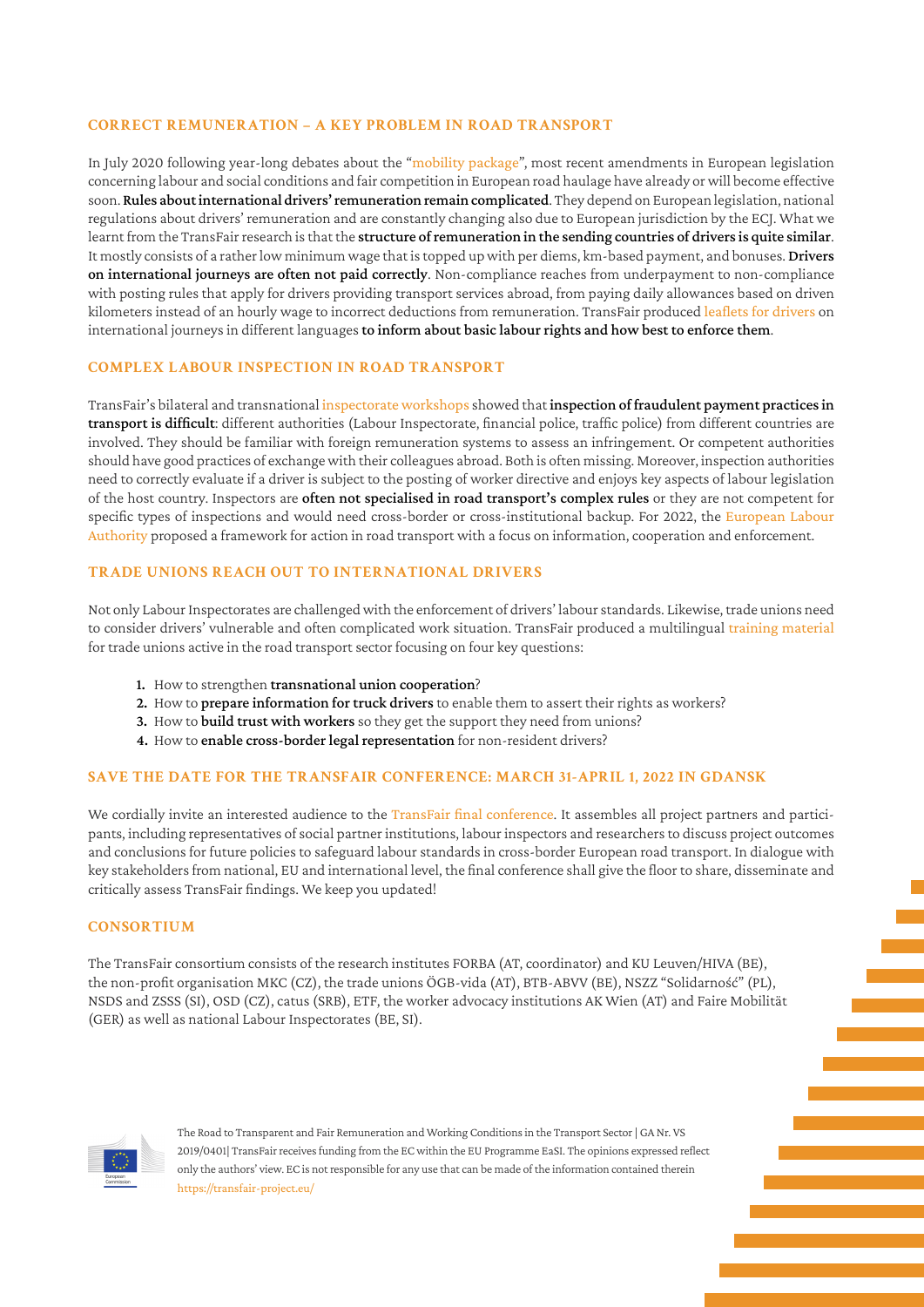## CORRECT REMUNERATION – A KEY PROBLEM IN ROAD TRANSPORT

In July 2020 following year-long debates about the "mobility package", most recent amendments in European legislation concerning labour and social conditions and fair competition in European road haulage have already or will become effective soon. **Rules about international drivers' remuneration remain complicated**. They depend on European legislation, national regulations about drivers' remuneration and are constantly changing also due to European jurisdiction by the ECJ. What we learnt from the TransFair research is that the **structure of remuneration in the sending countries of drivers is quite similar**. It mostly consists of a rather low minimum wage that is topped up with per diems, km-based payment, and bonuses. **Drivers on international journeys are often not paid correctly**. Non-compliance reaches from underpayment to non-compliance with posting rules that apply for drivers providing transport services abroad, from paying daily allowances based on driven kilometers instead of an hourly wage to incorrect deductions from remuneration. TransFair produced leaflets for drivers on international journeys in different languages **to inform about basic labour rights and how best to enforce them**.

## COMPLEX LABOUR INSPECTION IN ROAD TRANSPORT

TransFair's bilateral and transnational inspectorate workshops showed that **inspection of fraudulent payment practices in transport is difficult**: different authorities (Labour Inspectorate, financial police, traffic police) from different countries are involved. They should be familiar with foreign remuneration systems to assess an infringement. Or competent authorities should have good practices of exchange with their colleagues abroad. Both is often missing. Moreover, inspection authorities need to correctly evaluate if a driver is subject to the posting of worker directive and enjoys key aspects of labour legislation of the host country. Inspectors are **often not specialised in road transport's complex rules** or they are not competent for specific types of inspections and would need cross-border or cross-institutional backup. For 2022, the European Labour Authority proposed a framework for action in road transport with a focus on information, cooperation and enforcement.

## TRADE UNIONS REACH OUT TO INTERNATIONAL DRIVERS

Not only Labour Inspectorates are challenged with the enforcement of drivers' labour standards. Likewise, trade unions need to consider drivers' vulnerable and often complicated work situation. TransFair produced a multilingual training material for trade unions active in the road transport sector focusing on four key questions:

1. How to strengthen **transnational union cooperation**?
2. How to **prepare information for truck drivers** to enable them to assert their rights as workers?
3. How to **build trust with workers** so they get the support they need from unions?
4. How to **enable cross-border legal representation** for non-resident drivers?

## SAVE THE DATE FOR THE TRANSFAIR CONFERENCE: MARCH 31-APRIL 1, 2022 IN GDANSK

We cordially invite an interested audience to the TransFair final conference. It assembles all project partners and participants, including representatives of social partner institutions, labour inspectors and researchers to discuss project outcomes and conclusions for future policies to safeguard labour standards in cross-border European road transport. In dialogue with key stakeholders from national, EU and international level, the final conference shall give the floor to share, disseminate and critically assess TransFair findings. We keep you updated!

## CONSORTIUM

The TransFair consortium consists of the research institutes FORBA (AT, coordinator) and KU Leuven/HIVA (BE), the non-profit organisation MKC (CZ), the trade unions ÖGB-vida (AT), BTB-ABVV (BE), NSZZ "Solidarność" (PL), NSDS and ZSSS (SI), OSD (CZ), catus (SRB), ETF, the worker advocacy institutions AK Wien (AT) and Faire Mobilität (GER) as well as national Labour Inspectorates (BE, SI).

European Commission

The Road to Transparent and Fair Remuneration and Working Conditions in the Transport Sector | GA Nr. VS 2019/0401| TransFair receives funding from the EC within the EU Programme EaSI. The opinions expressed reflect only the authors' view. EC is not responsible for any use that can be made of the information contained therein https://transfair-project.eu/